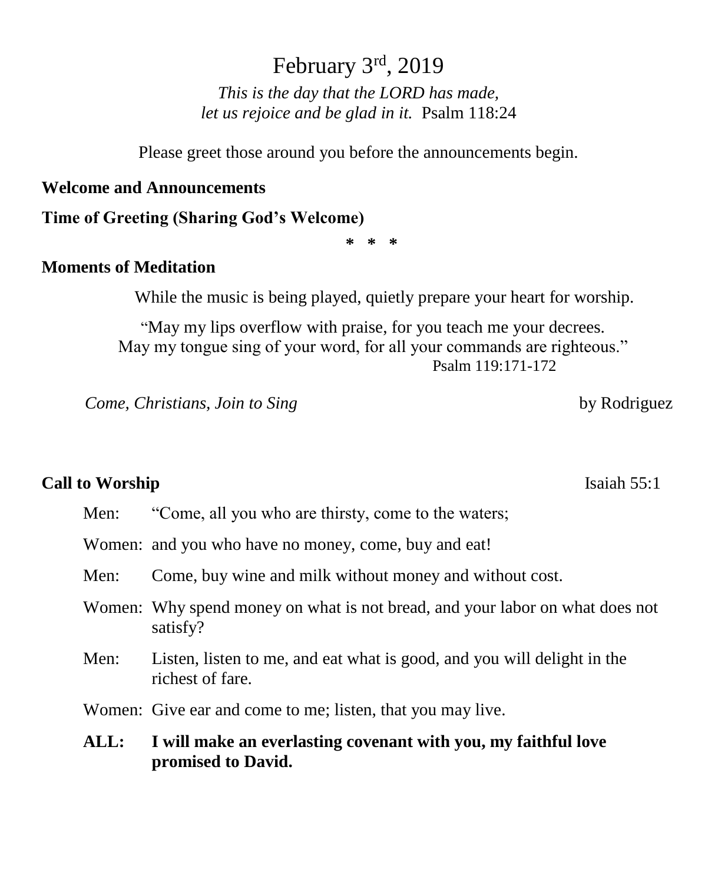# February 3rd, 2019

*This is the day that the LORD has made,*
*let us rejoice and be glad in it.* Psalm 118:24

Please greet those around you before the announcements begin.

**Welcome and Announcements**

**Time of Greeting (Sharing God's Welcome)**

\* \* \*

**Moments of Meditation**

While the music is being played, quietly prepare your heart for worship.

"May my lips overflow with praise, for you teach me your decrees.
May my tongue sing of your word, for all your commands are righteous."
Psalm 119:171-172

*Come, Christians, Join to Sing* by Rodriguez

**Call to Worship** Isaiah 55:1

Men: "Come, all you who are thirsty, come to the waters;

Women: and you who have no money, come, buy and eat!

Men: Come, buy wine and milk without money and without cost.

Women: Why spend money on what is not bread, and your labor on what does not satisfy?

Men: Listen, listen to me, and eat what is good, and you will delight in the richest of fare.

Women: Give ear and come to me; listen, that you may live.

**ALL: I will make an everlasting covenant with you, my faithful love promised to David.**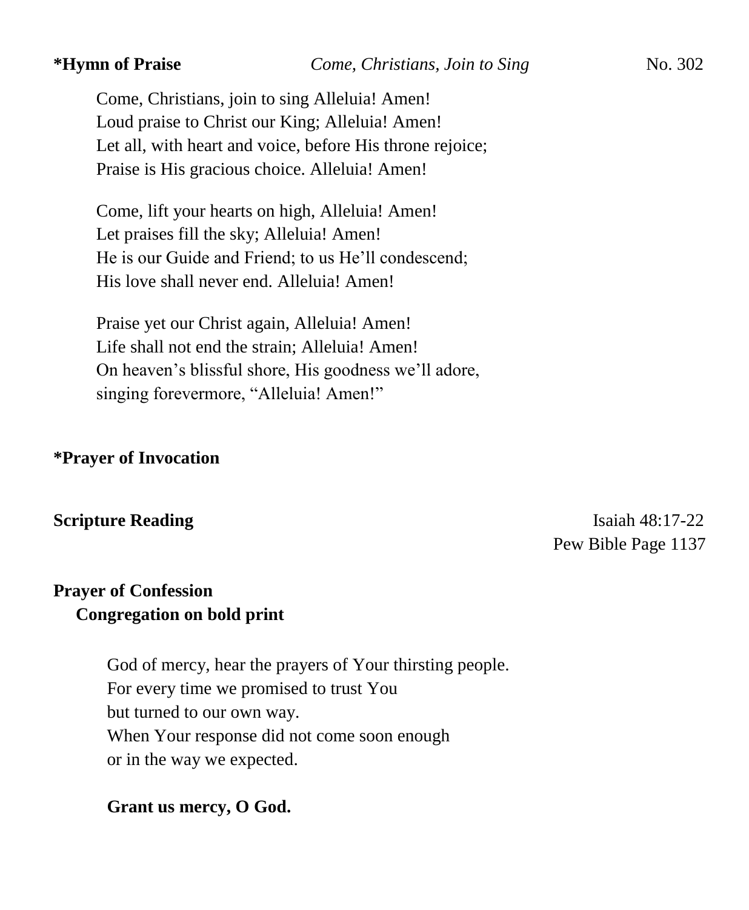**\*Hymn of Praise** *Come, Christians, Join to Sing* No. 302

Come, Christians, join to sing Alleluia! Amen!
Loud praise to Christ our King; Alleluia! Amen!
Let all, with heart and voice, before His throne rejoice;
Praise is His gracious choice. Alleluia! Amen!

Come, lift your hearts on high, Alleluia! Amen!
Let praises fill the sky; Alleluia! Amen!
He is our Guide and Friend; to us He'll condescend;
His love shall never end. Alleluia! Amen!

Praise yet our Christ again, Alleluia! Amen!
Life shall not end the strain; Alleluia! Amen!
On heaven's blissful shore, His goodness we'll adore,
singing forevermore, "Alleluia! Amen!"

**\*Prayer of Invocation**

**Scripture Reading** Isaiah 48:17-22
Pew Bible Page 1137

**Prayer of Confession**
**Congregation on bold print**

God of mercy, hear the prayers of Your thirsting people.
For every time we promised to trust You
but turned to our own way.
When Your response did not come soon enough
or in the way we expected.

**Grant us mercy, O God.**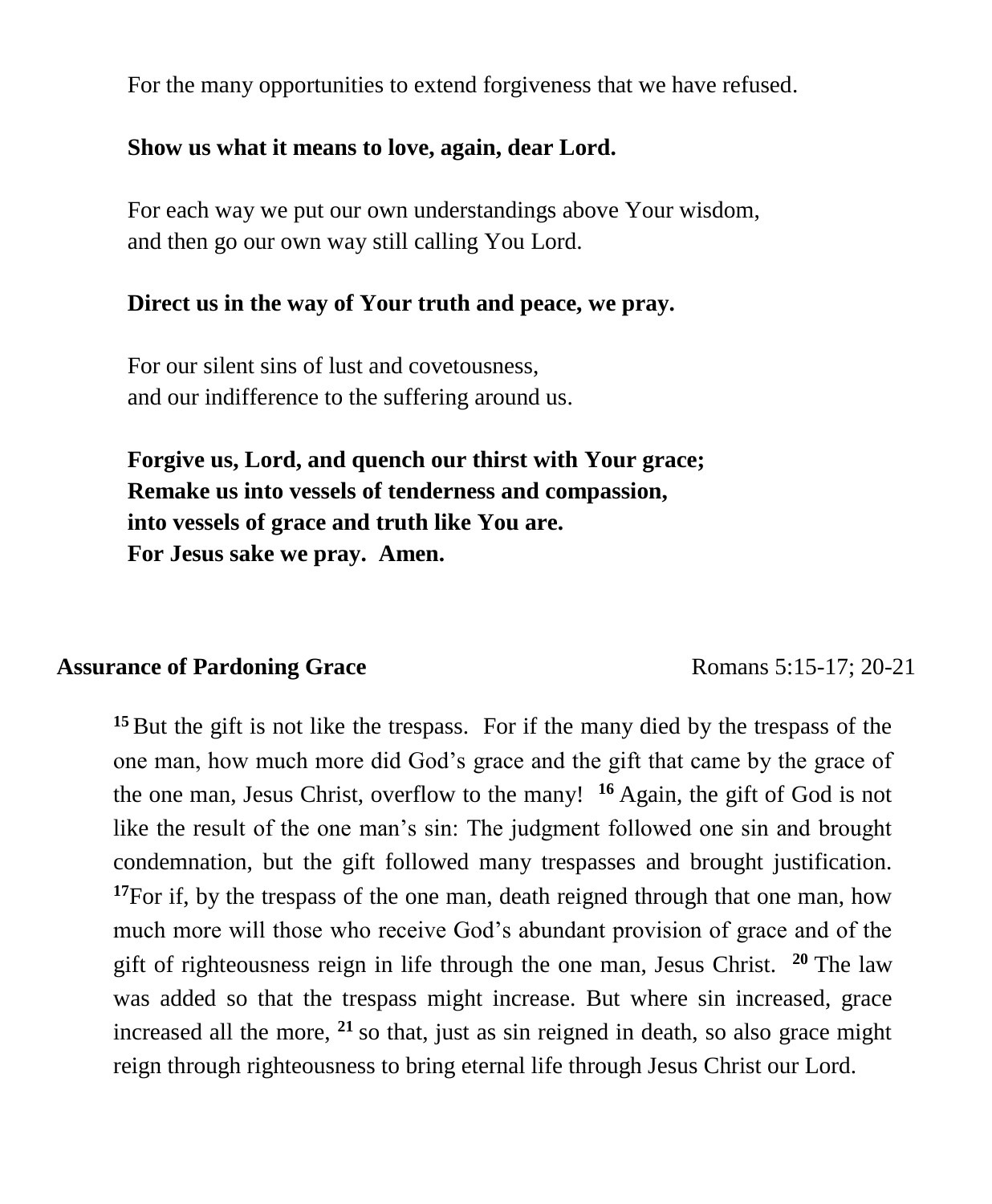For the many opportunities to extend forgiveness that we have refused.

**Show us what it means to love, again, dear Lord.**

For each way we put our own understandings above Your wisdom,
and then go our own way still calling You Lord.

**Direct us in the way of Your truth and peace, we pray.**

For our silent sins of lust and covetousness,
and our indifference to the suffering around us.

**Forgive us, Lord, and quench our thirst with Your grace;**
**Remake us into vessels of tenderness and compassion,**
**into vessels of grace and truth like You are.**
**For Jesus sake we pray. Amen.**

**Assurance of Pardoning Grace** Romans 5:15-17; 20-21

**15** But the gift is not like the trespass. For if the many died by the trespass of the one man, how much more did God's grace and the gift that came by the grace of the one man, Jesus Christ, overflow to the many! **16** Again, the gift of God is not like the result of the one man's sin: The judgment followed one sin and brought condemnation, but the gift followed many trespasses and brought justification. **17** For if, by the trespass of the one man, death reigned through that one man, how much more will those who receive God's abundant provision of grace and of the gift of righteousness reign in life through the one man, Jesus Christ. **20** The law was added so that the trespass might increase. But where sin increased, grace increased all the more, **21** so that, just as sin reigned in death, so also grace might reign through righteousness to bring eternal life through Jesus Christ our Lord.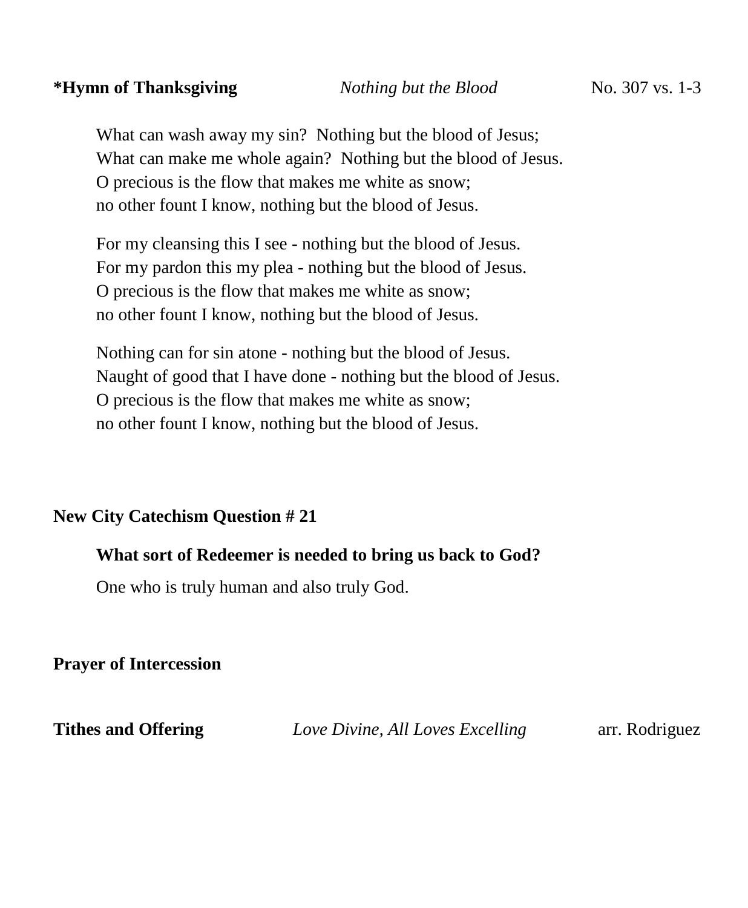**\*Hymn of Thanksgiving** *Nothing but the Blood* No. 307 vs. 1-3

What can wash away my sin? Nothing but the blood of Jesus;
What can make me whole again? Nothing but the blood of Jesus.
O precious is the flow that makes me white as snow;
no other fount I know, nothing but the blood of Jesus.

For my cleansing this I see - nothing but the blood of Jesus.
For my pardon this my plea - nothing but the blood of Jesus.
O precious is the flow that makes me white as snow;
no other fount I know, nothing but the blood of Jesus.

Nothing can for sin atone - nothing but the blood of Jesus.
Naught of good that I have done - nothing but the blood of Jesus.
O precious is the flow that makes me white as snow;
no other fount I know, nothing but the blood of Jesus.

**New City Catechism Question # 21**

**What sort of Redeemer is needed to bring us back to God?**

One who is truly human and also truly God.

**Prayer of Intercession**

**Tithes and Offering** *Love Divine, All Loves Excelling* arr. Rodriguez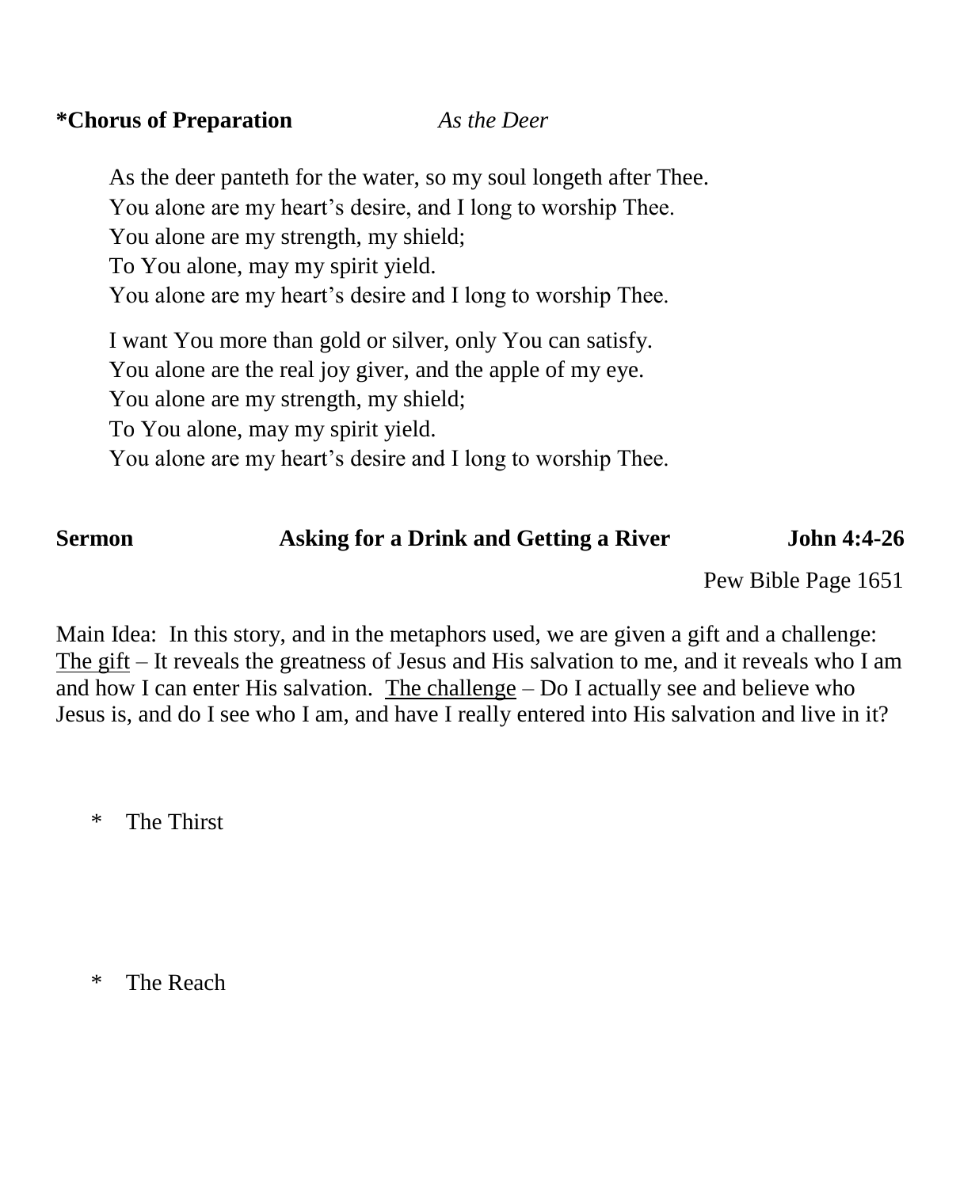**\*Chorus of Preparation** *As the Deer*

As the deer panteth for the water, so my soul longeth after Thee.
You alone are my heart's desire, and I long to worship Thee.
You alone are my strength, my shield;
To You alone, may my spirit yield.
You alone are my heart's desire and I long to worship Thee.

I want You more than gold or silver, only You can satisfy.
You alone are the real joy giver, and the apple of my eye.
You alone are my strength, my shield;
To You alone, may my spirit yield.
You alone are my heart's desire and I long to worship Thee.

**Sermon** **Asking for a Drink and Getting a River** **John 4:4-26**

Pew Bible Page 1651

Main Idea: In this story, and in the metaphors used, we are given a gift and a challenge: <u>The gift</u> – It reveals the greatness of Jesus and His salvation to me, and it reveals who I am and how I can enter His salvation. <u>The challenge</u> – Do I actually see and believe who Jesus is, and do I see who I am, and have I really entered into His salvation and live in it?

\* The Thirst

\* The Reach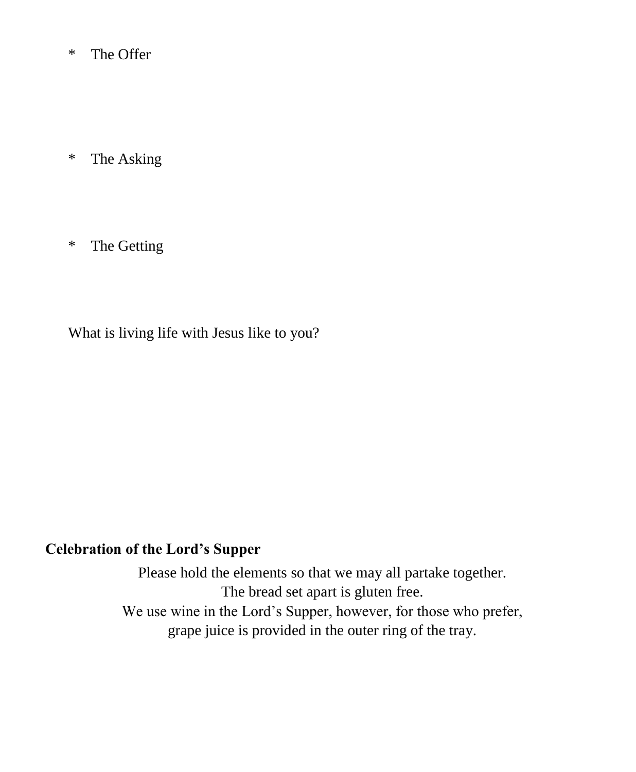* The Offer

* The Asking

* The Getting

What is living life with Jesus like to you?

**Celebration of the Lord's Supper**

Please hold the elements so that we may all partake together.
The bread set apart is gluten free.
We use wine in the Lord's Supper, however, for those who prefer,
grape juice is provided in the outer ring of the tray.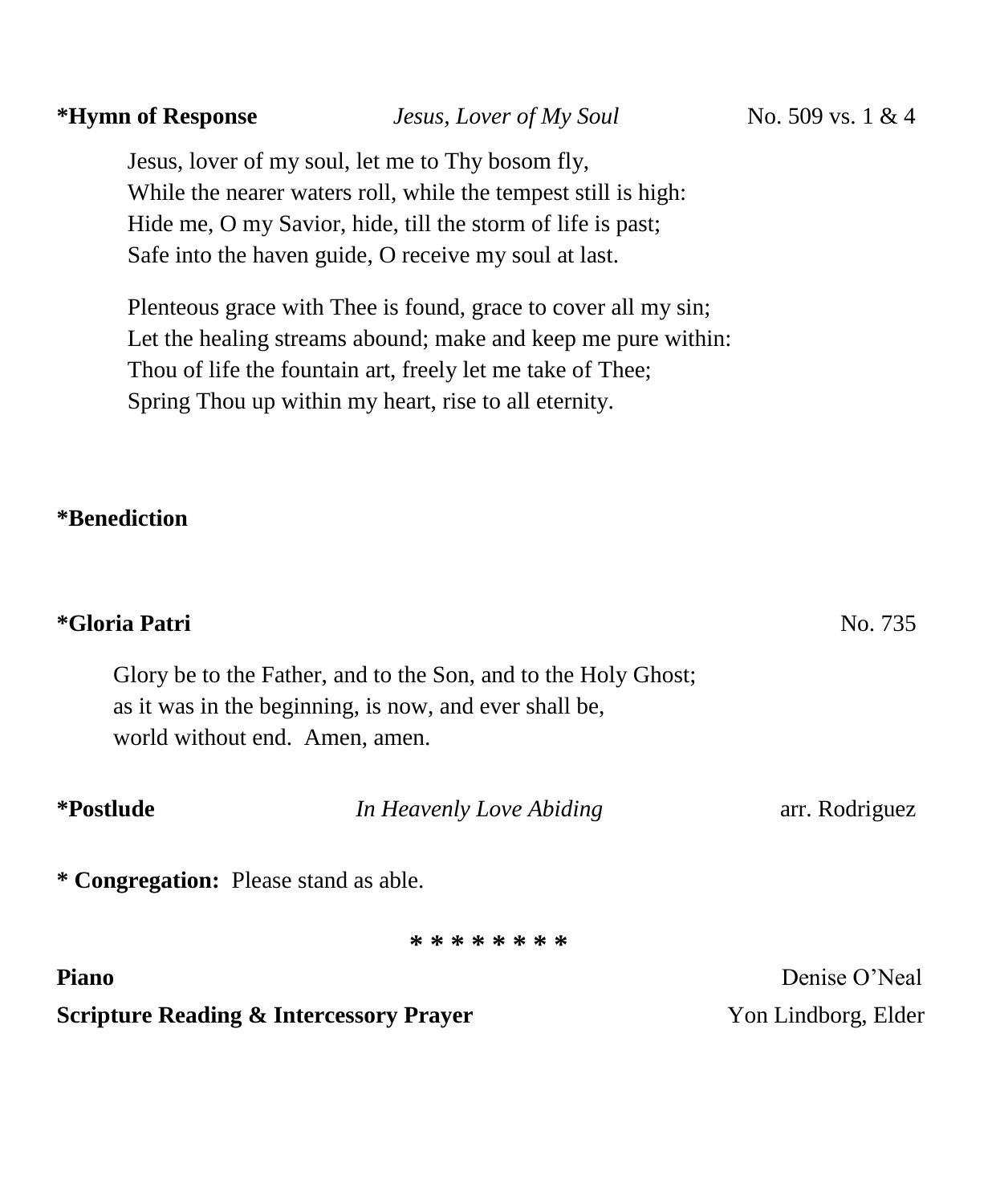**\*Hymn of Response** *Jesus, Lover of My Soul* No. 509 vs. 1 & 4

Jesus, lover of my soul, let me to Thy bosom fly,
While the nearer waters roll, while the tempest still is high:
Hide me, O my Savior, hide, till the storm of life is past;
Safe into the haven guide, O receive my soul at last.

Plenteous grace with Thee is found, grace to cover all my sin;
Let the healing streams abound; make and keep me pure within:
Thou of life the fountain art, freely let me take of Thee;
Spring Thou up within my heart, rise to all eternity.

**\*Benediction**

**\*Gloria Patri** No. 735

Glory be to the Father, and to the Son, and to the Holy Ghost;
as it was in the beginning, is now, and ever shall be,
world without end. Amen, amen.

**\*Postlude** *In Heavenly Love Abiding* arr. Rodriguez

**\* Congregation:** Please stand as able.

\* \* \* \* \* \* \* \* \*

**Piano** Denise O'Neal

**Scripture Reading & Intercessory Prayer** Yon Lindborg, Elder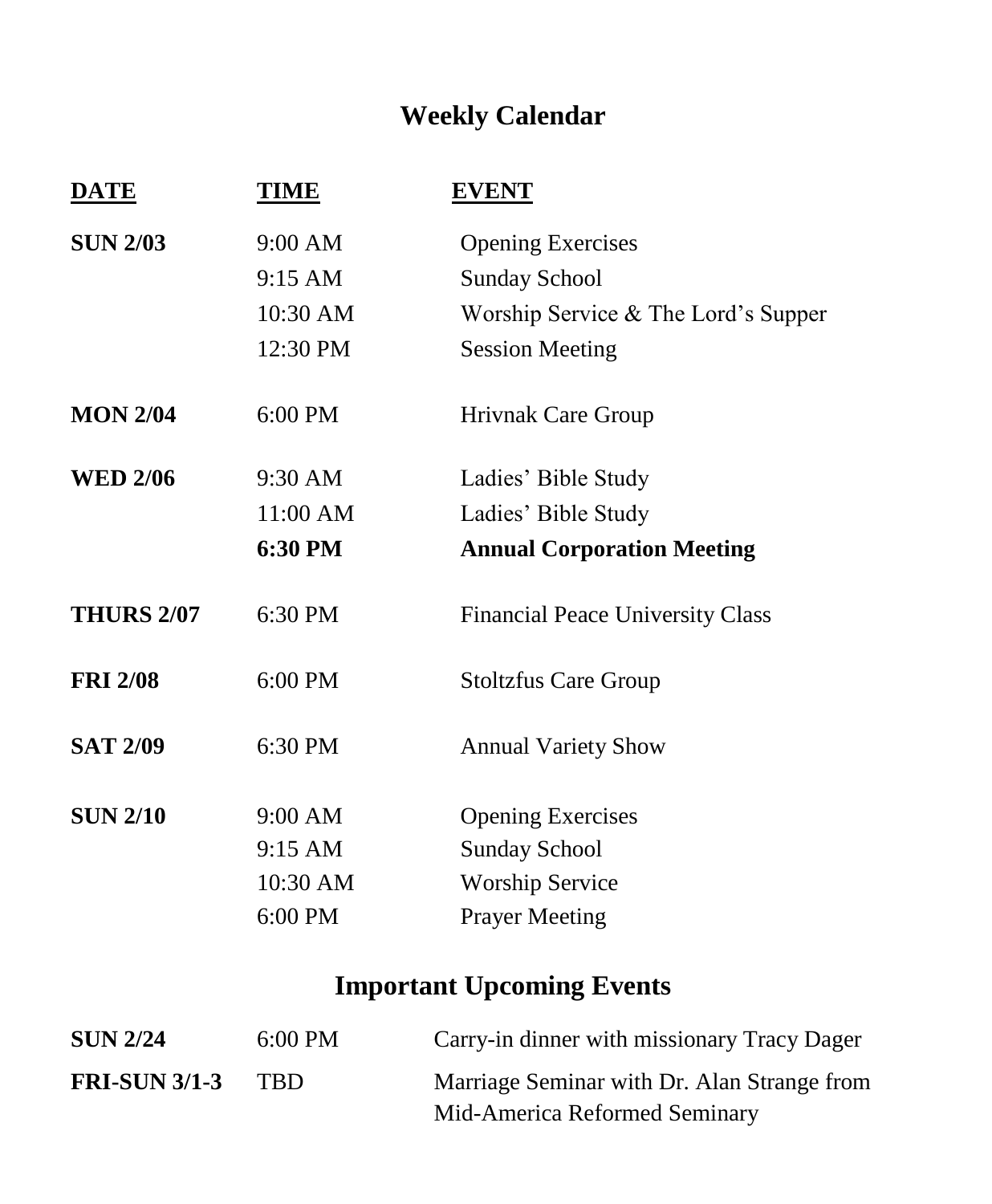# Weekly Calendar

| DATE | TIME | EVENT |
| --- | --- | --- |
| **SUN 2/03** | 9:00 AM | Opening Exercises |
| | 9:15 AM | Sunday School |
| | 10:30 AM | Worship Service & The Lord's Supper |
| | 12:30 PM | Session Meeting |
| **MON 2/04** | 6:00 PM | Hrivnak Care Group |
| **WED 2/06** | 9:30 AM | Ladies' Bible Study |
| | 11:00 AM | Ladies' Bible Study |
| | **6:30 PM** | **Annual Corporation Meeting** |
| **THURS 2/07** | 6:30 PM | Financial Peace University Class |
| **FRI 2/08** | 6:00 PM | Stoltzfus Care Group |
| **SAT 2/09** | 6:30 PM | Annual Variety Show |
| **SUN 2/10** | 9:00 AM | Opening Exercises |
| | 9:15 AM | Sunday School |
| | 10:30 AM | Worship Service |
| | 6:00 PM | Prayer Meeting |

## Important Upcoming Events

| | | |
| --- | --- | --- |
| **SUN 2/24** | 6:00 PM | Carry-in dinner with missionary Tracy Dager |
| **FRI-SUN 3/1-3** | TBD | Marriage Seminar with Dr. Alan Strange from Mid-America Reformed Seminary |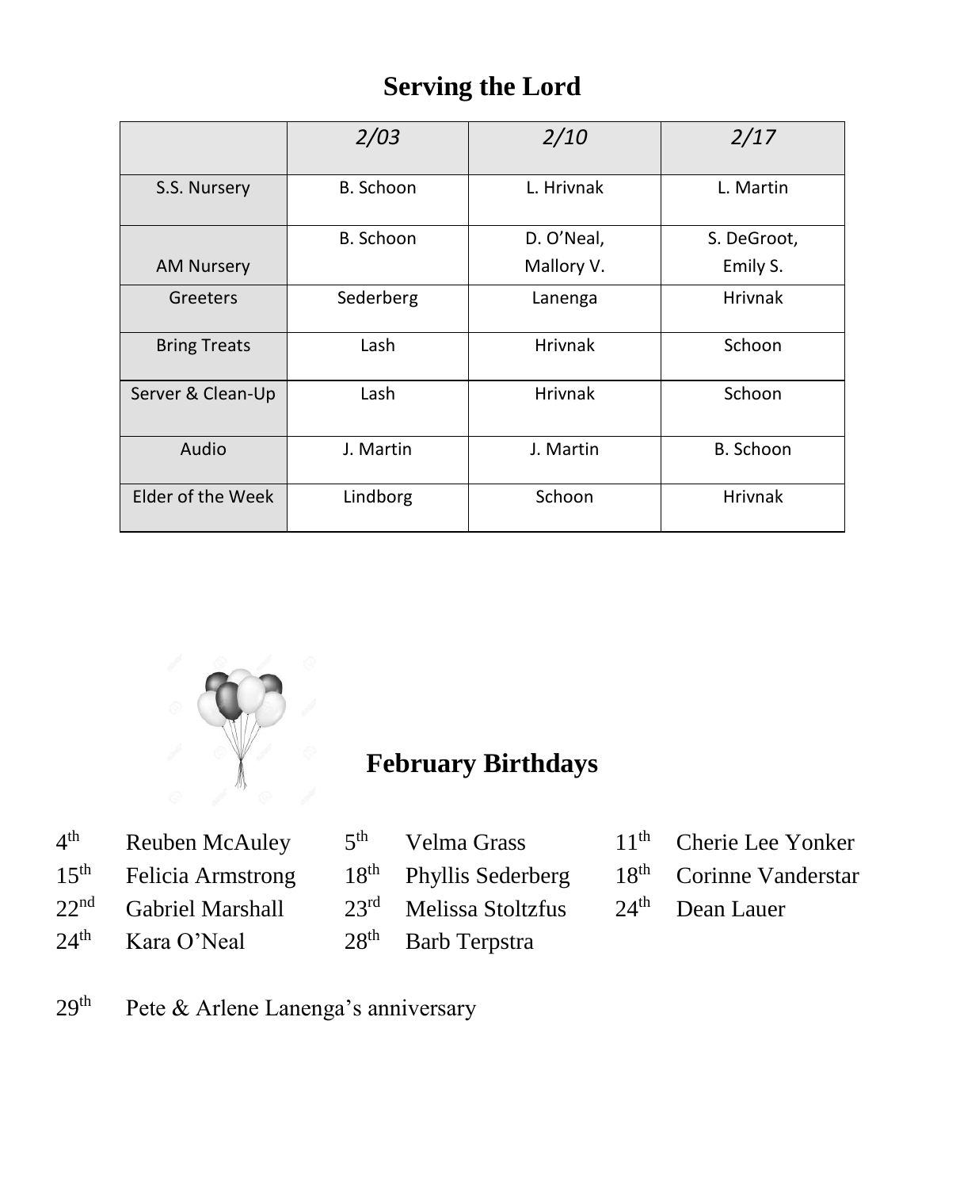## Serving the Lord

| | *2/03* | *2/10* | *2/17* |
|---|---|---|---|
| S.S. Nursery | B. Schoon | L. Hrivnak | L. Martin |
| AM Nursery | B. Schoon | D. O'Neal, Mallory V. | S. DeGroot, Emily S. |
| Greeters | Sederberg | Lanenga | Hrivnak |
| Bring Treats | Lash | Hrivnak | Schoon |
| Server & Clean-Up | Lash | Hrivnak | Schoon |
| Audio | J. Martin | J. Martin | B. Schoon |
| Elder of the Week | Lindborg | Schoon | Hrivnak |

## February Birthdays

| | | | | | |
|---|---|---|---|---|---|
| 4th | Reuben McAuley | 5th | Velma Grass | 11th | Cherie Lee Yonker |
| 15th | Felicia Armstrong | 18th | Phyllis Sederberg | 18th | Corinne Vanderstar |
| 22nd | Gabriel Marshall | 23rd | Melissa Stoltzfus | 24th | Dean Lauer |
| 24th | Kara O'Neal | 28th | Barb Terpstra | | |

29th Pete & Arlene Lanenga's anniversary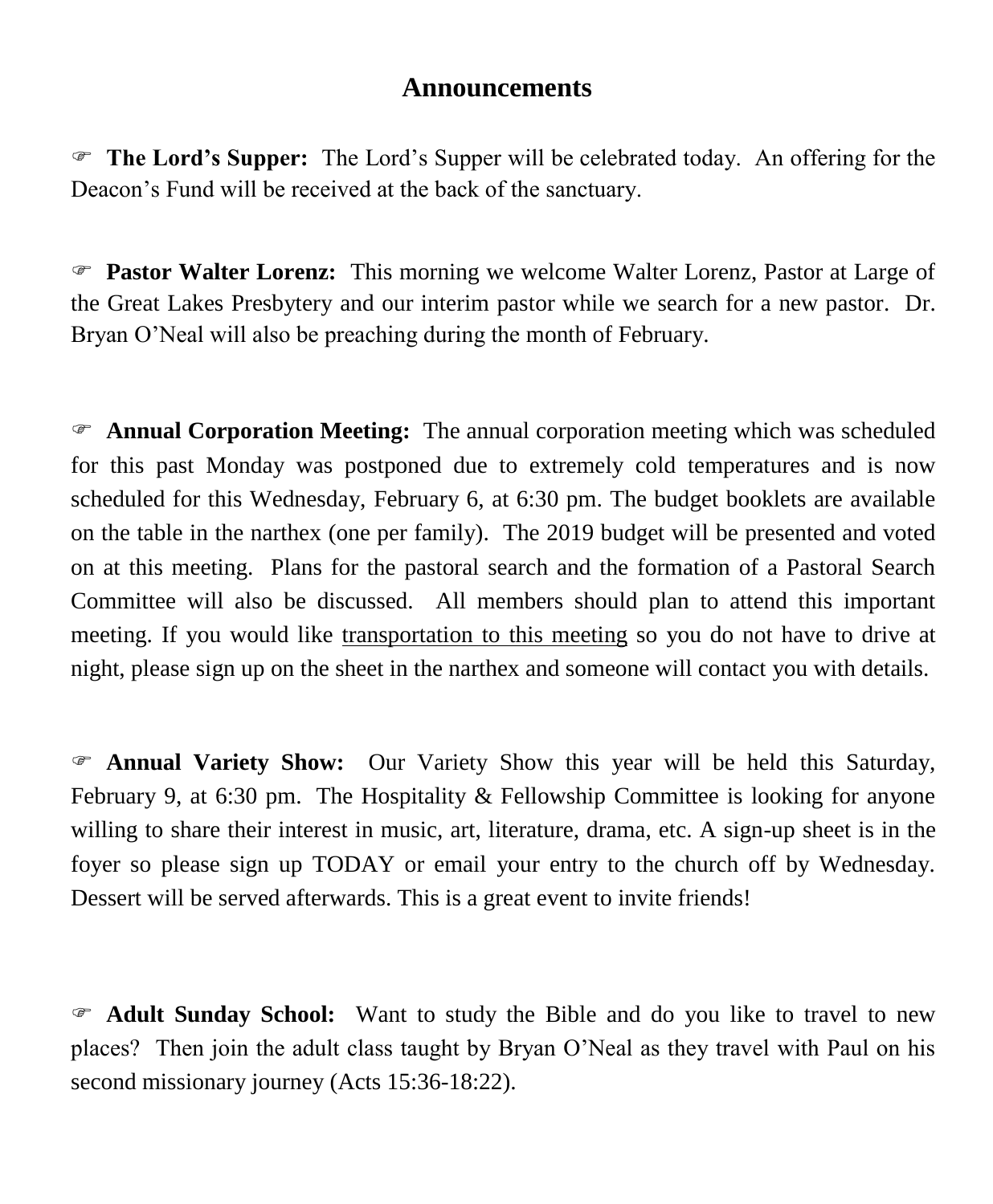# Announcements

☞ **The Lord's Supper:** The Lord's Supper will be celebrated today. An offering for the Deacon's Fund will be received at the back of the sanctuary.

☞ **Pastor Walter Lorenz:** This morning we welcome Walter Lorenz, Pastor at Large of the Great Lakes Presbytery and our interim pastor while we search for a new pastor. Dr. Bryan O'Neal will also be preaching during the month of February.

☞ **Annual Corporation Meeting:** The annual corporation meeting which was scheduled for this past Monday was postponed due to extremely cold temperatures and is now scheduled for this Wednesday, February 6, at 6:30 pm. The budget booklets are available on the table in the narthex (one per family). The 2019 budget will be presented and voted on at this meeting. Plans for the pastoral search and the formation of a Pastoral Search Committee will also be discussed. All members should plan to attend this important meeting. If you would like <u>transportation to this meeting</u> so you do not have to drive at night, please sign up on the sheet in the narthex and someone will contact you with details.

☞ **Annual Variety Show:** Our Variety Show this year will be held this Saturday, February 9, at 6:30 pm. The Hospitality & Fellowship Committee is looking for anyone willing to share their interest in music, art, literature, drama, etc. A sign-up sheet is in the foyer so please sign up TODAY or email your entry to the church off by Wednesday. Dessert will be served afterwards. This is a great event to invite friends!

☞ **Adult Sunday School:** Want to study the Bible and do you like to travel to new places? Then join the adult class taught by Bryan O'Neal as they travel with Paul on his second missionary journey (Acts 15:36-18:22).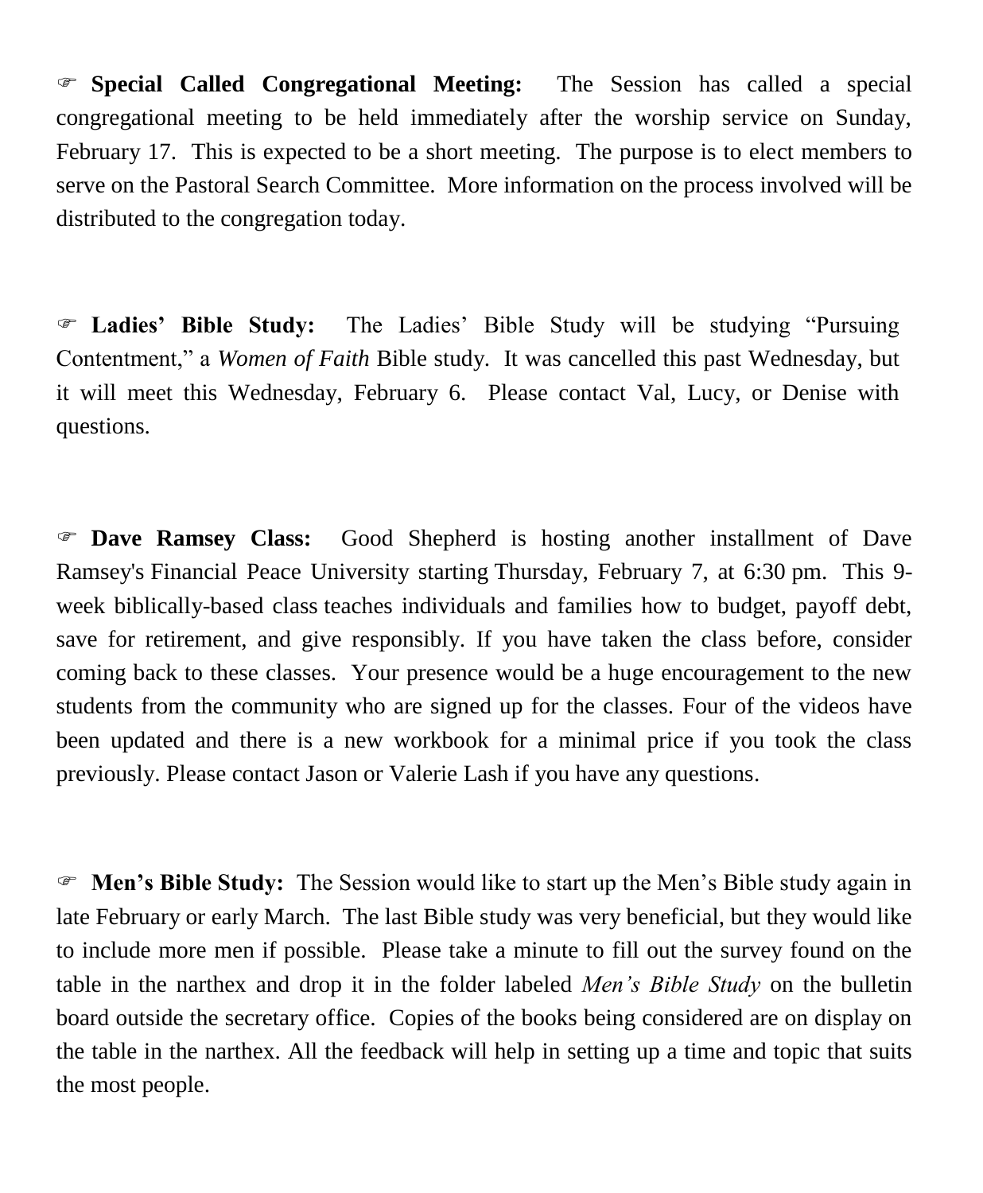☞ **Special Called Congregational Meeting:** The Session has called a special congregational meeting to be held immediately after the worship service on Sunday, February 17. This is expected to be a short meeting. The purpose is to elect members to serve on the Pastoral Search Committee. More information on the process involved will be distributed to the congregation today.

☞ **Ladies' Bible Study:** The Ladies' Bible Study will be studying "Pursuing Contentment," a *Women of Faith* Bible study. It was cancelled this past Wednesday, but it will meet this Wednesday, February 6. Please contact Val, Lucy, or Denise with questions.

☞ **Dave Ramsey Class:** Good Shepherd is hosting another installment of Dave Ramsey's Financial Peace University starting Thursday, February 7, at 6:30 pm. This 9-week biblically-based class teaches individuals and families how to budget, payoff debt, save for retirement, and give responsibly. If you have taken the class before, consider coming back to these classes. Your presence would be a huge encouragement to the new students from the community who are signed up for the classes. Four of the videos have been updated and there is a new workbook for a minimal price if you took the class previously. Please contact Jason or Valerie Lash if you have any questions.

☞ **Men's Bible Study:** The Session would like to start up the Men's Bible study again in late February or early March. The last Bible study was very beneficial, but they would like to include more men if possible. Please take a minute to fill out the survey found on the table in the narthex and drop it in the folder labeled *Men's Bible Study* on the bulletin board outside the secretary office. Copies of the books being considered are on display on the table in the narthex. All the feedback will help in setting up a time and topic that suits the most people.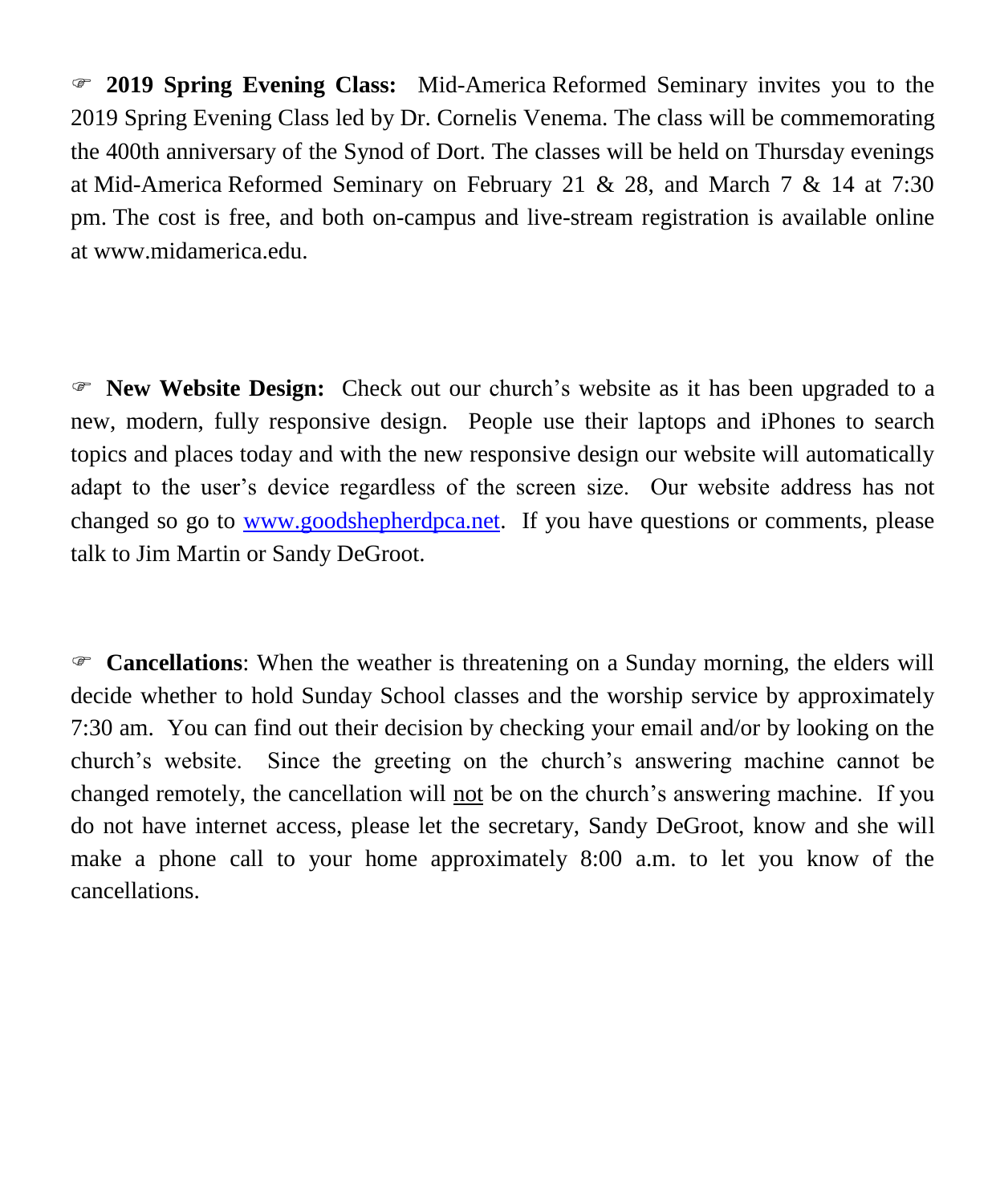☞ **2019 Spring Evening Class:** Mid-America Reformed Seminary invites you to the 2019 Spring Evening Class led by Dr. Cornelis Venema. The class will be commemorating the 400th anniversary of the Synod of Dort. The classes will be held on Thursday evenings at Mid-America Reformed Seminary on February 21 & 28, and March 7 & 14 at 7:30 pm. The cost is free, and both on-campus and live-stream registration is available online at www.midamerica.edu.

☞ **New Website Design:** Check out our church's website as it has been upgraded to a new, modern, fully responsive design. People use their laptops and iPhones to search topics and places today and with the new responsive design our website will automatically adapt to the user's device regardless of the screen size. Our website address has not changed so go to [www.goodshepherdpca.net](http://www.goodshepherdpca.net). If you have questions or comments, please talk to Jim Martin or Sandy DeGroot.

☞ **Cancellations**: When the weather is threatening on a Sunday morning, the elders will decide whether to hold Sunday School classes and the worship service by approximately 7:30 am. You can find out their decision by checking your email and/or by looking on the church's website. Since the greeting on the church's answering machine cannot be changed remotely, the cancellation will <u>not</u> be on the church's answering machine. If you do not have internet access, please let the secretary, Sandy DeGroot, know and she will make a phone call to your home approximately 8:00 a.m. to let you know of the cancellations.